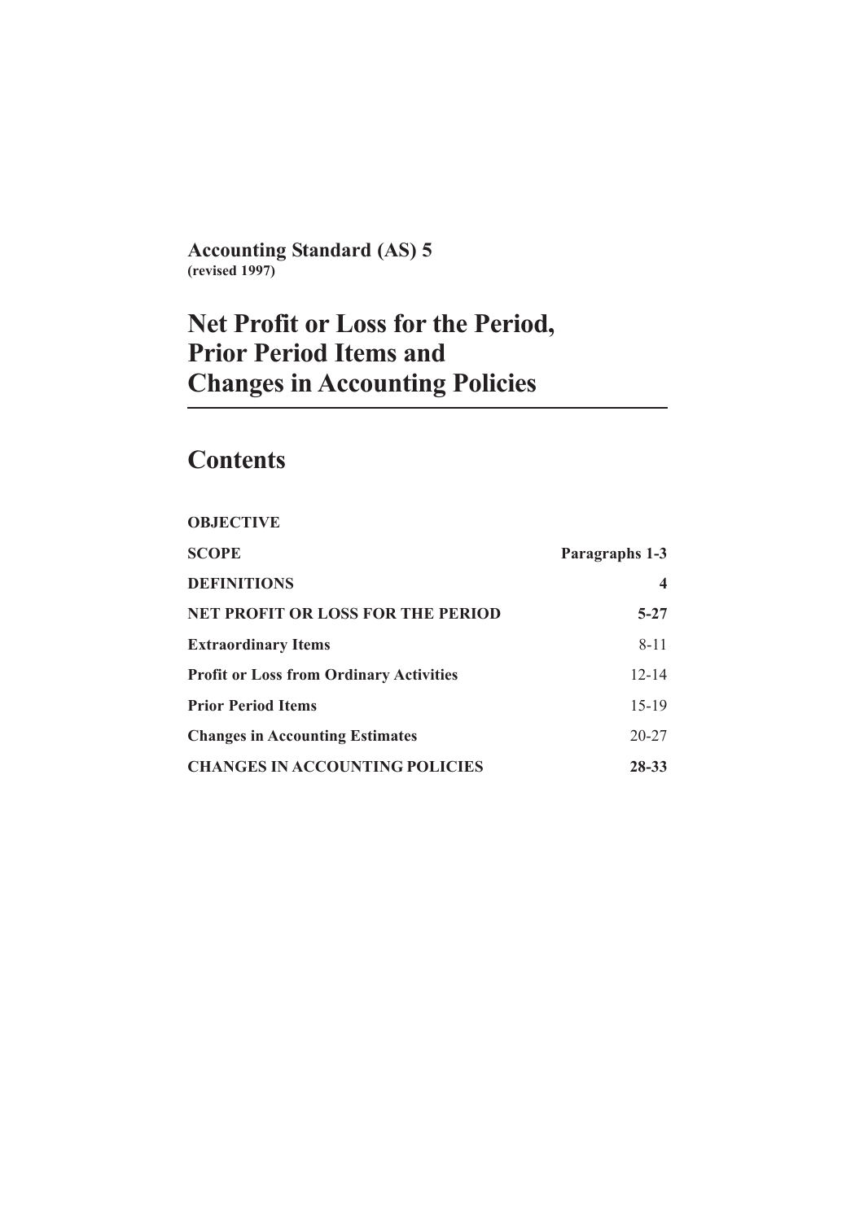**Accounting Standard (AS) 5**
**(revised 1997)**

# Net Profit or Loss for the Period, Prior Period Items and Changes in Accounting Policies

## Contents

| | |
|---|---|
| **OBJECTIVE** | |
| **SCOPE** | **Paragraphs 1-3** |
| **DEFINITIONS** | **4** |
| **NET PROFIT OR LOSS FOR THE PERIOD** | **5-27** |
| **Extraordinary Items** | 8-11 |
| **Profit or Loss from Ordinary Activities** | 12-14 |
| **Prior Period Items** | 15-19 |
| **Changes in Accounting Estimates** | 20-27 |
| **CHANGES IN ACCOUNTING POLICIES** | **28-33** |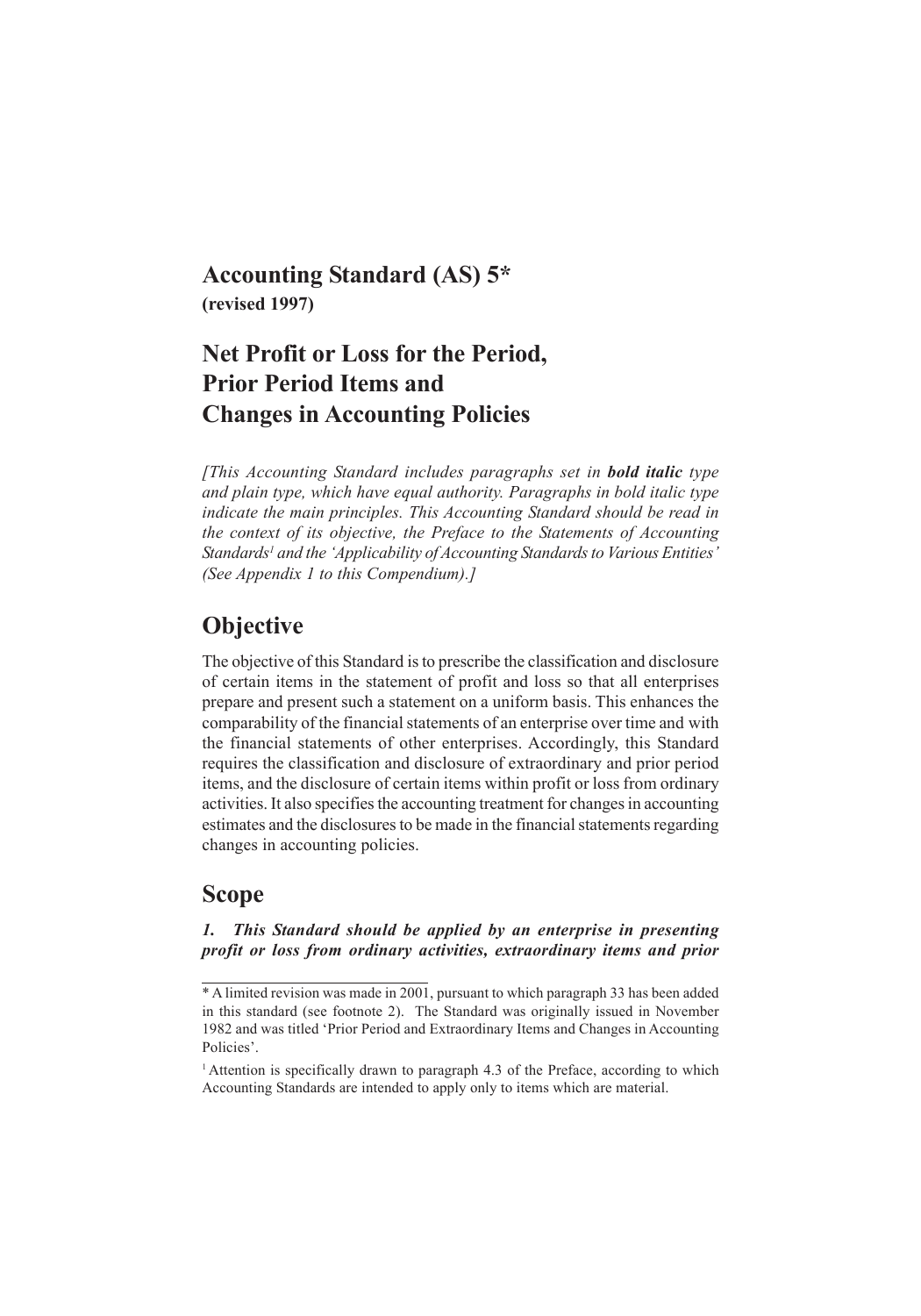# Accounting Standard (AS) 5*

**(revised 1997)**

# Net Profit or Loss for the Period, Prior Period Items and Changes in Accounting Policies

*[This Accounting Standard includes paragraphs set in **bold italic** type and plain type, which have equal authority. Paragraphs in bold italic type indicate the main principles. This Accounting Standard should be read in the context of its objective, the Preface to the Statements of Accounting Standards[1] and the 'Applicability of Accounting Standards to Various Entities' (See Appendix 1 to this Compendium).]*

## Objective

The objective of this Standard is to prescribe the classification and disclosure of certain items in the statement of profit and loss so that all enterprises prepare and present such a statement on a uniform basis. This enhances the comparability of the financial statements of an enterprise over time and with the financial statements of other enterprises. Accordingly, this Standard requires the classification and disclosure of extraordinary and prior period items, and the disclosure of certain items within profit or loss from ordinary activities. It also specifies the accounting treatment for changes in accounting estimates and the disclosures to be made in the financial statements regarding changes in accounting policies.

## Scope

***1. This Standard should be applied by an enterprise in presenting profit or loss from ordinary activities, extraordinary items and prior***

---

\* A limited revision was made in 2001, pursuant to which paragraph 33 has been added in this standard (see footnote 2). The Standard was originally issued in November 1982 and was titled 'Prior Period and Extraordinary Items and Changes in Accounting Policies'.

[1] Attention is specifically drawn to paragraph 4.3 of the Preface, according to which Accounting Standards are intended to apply only to items which are material.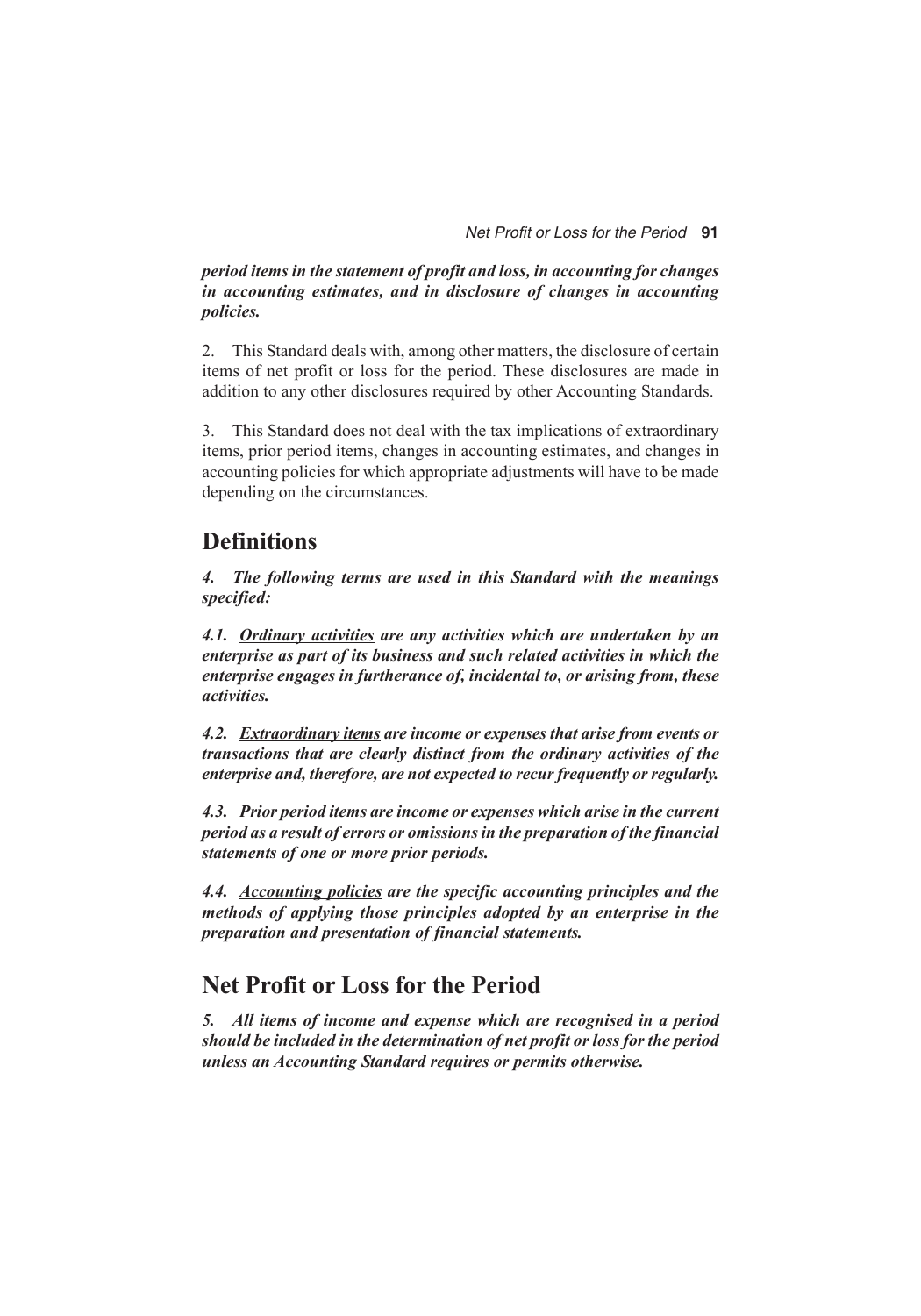***period items in the statement of profit and loss, in accounting for changes in accounting estimates, and in disclosure of changes in accounting policies.***

2. This Standard deals with, among other matters, the disclosure of certain items of net profit or loss for the period. These disclosures are made in addition to any other disclosures required by other Accounting Standards.

3. This Standard does not deal with the tax implications of extraordinary items, prior period items, changes in accounting estimates, and changes in accounting policies for which appropriate adjustments will have to be made depending on the circumstances.

## Definitions

***4. The following terms are used in this Standard with the meanings specified:***

***4.1. <u>Ordinary activities</u> are any activities which are undertaken by an enterprise as part of its business and such related activities in which the enterprise engages in furtherance of, incidental to, or arising from, these activities.***

***4.2. <u>Extraordinary items</u> are income or expenses that arise from events or transactions that are clearly distinct from the ordinary activities of the enterprise and, therefore, are not expected to recur frequently or regularly.***

***4.3. <u>Prior period</u> items are income or expenses which arise in the current period as a result of errors or omissions in the preparation of the financial statements of one or more prior periods.***

***4.4. <u>Accounting policies</u> are the specific accounting principles and the methods of applying those principles adopted by an enterprise in the preparation and presentation of financial statements.***

## Net Profit or Loss for the Period

***5. All items of income and expense which are recognised in a period should be included in the determination of net profit or loss for the period unless an Accounting Standard requires or permits otherwise.***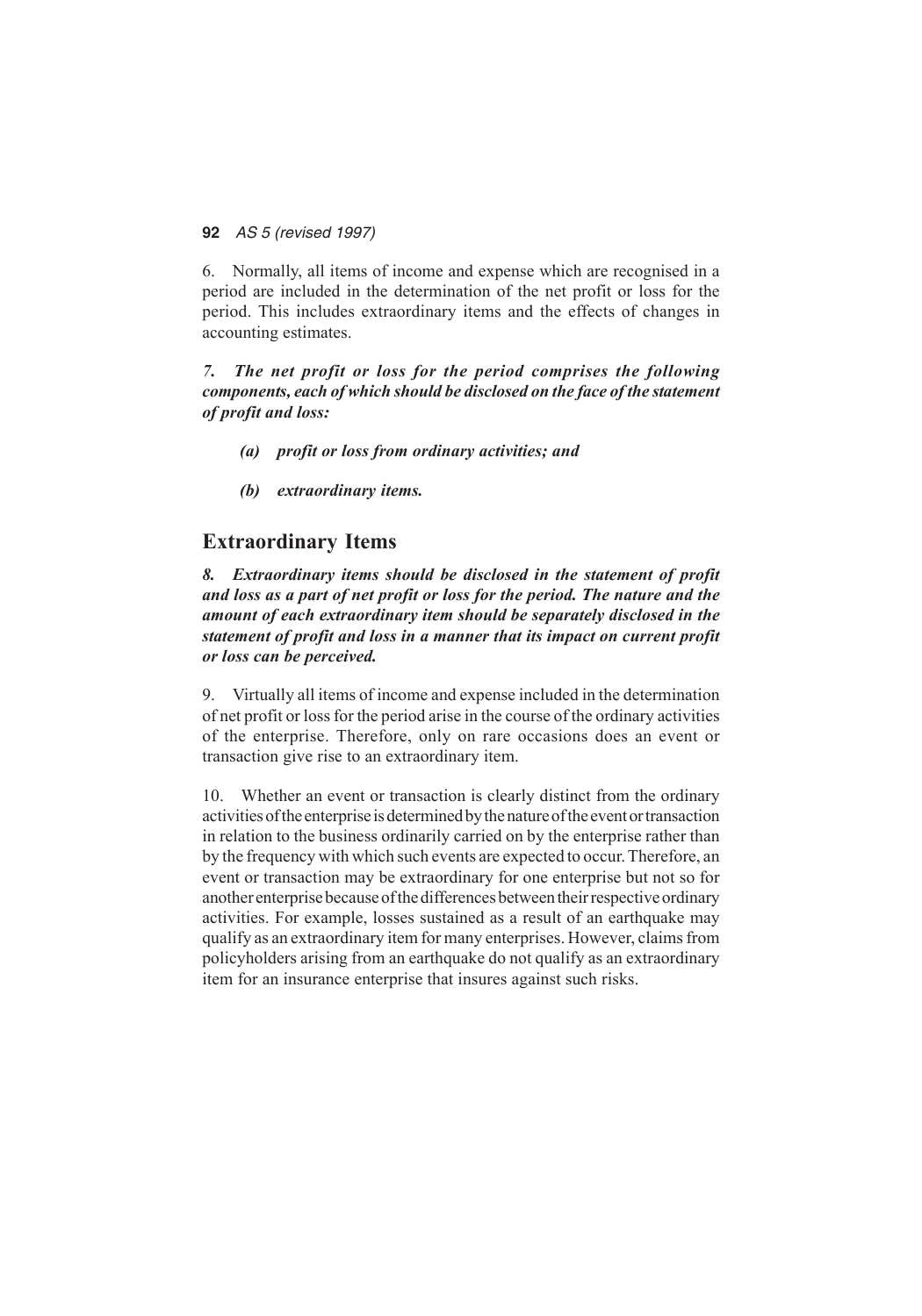6. Normally, all items of income and expense which are recognised in a period are included in the determination of the net profit or loss for the period. This includes extraordinary items and the effects of changes in accounting estimates.

***7. The net profit or loss for the period comprises the following components, each of which should be disclosed on the face of the statement of profit and loss:***

- ***(a) profit or loss from ordinary activities; and***
- ***(b) extraordinary items.***

## Extraordinary Items

***8. Extraordinary items should be disclosed in the statement of profit and loss as a part of net profit or loss for the period. The nature and the amount of each extraordinary item should be separately disclosed in the statement of profit and loss in a manner that its impact on current profit or loss can be perceived.***

9. Virtually all items of income and expense included in the determination of net profit or loss for the period arise in the course of the ordinary activities of the enterprise. Therefore, only on rare occasions does an event or transaction give rise to an extraordinary item.

10. Whether an event or transaction is clearly distinct from the ordinary activities of the enterprise is determined by the nature of the event or transaction in relation to the business ordinarily carried on by the enterprise rather than by the frequency with which such events are expected to occur. Therefore, an event or transaction may be extraordinary for one enterprise but not so for another enterprise because of the differences between their respective ordinary activities. For example, losses sustained as a result of an earthquake may qualify as an extraordinary item for many enterprises. However, claims from policyholders arising from an earthquake do not qualify as an extraordinary item for an insurance enterprise that insures against such risks.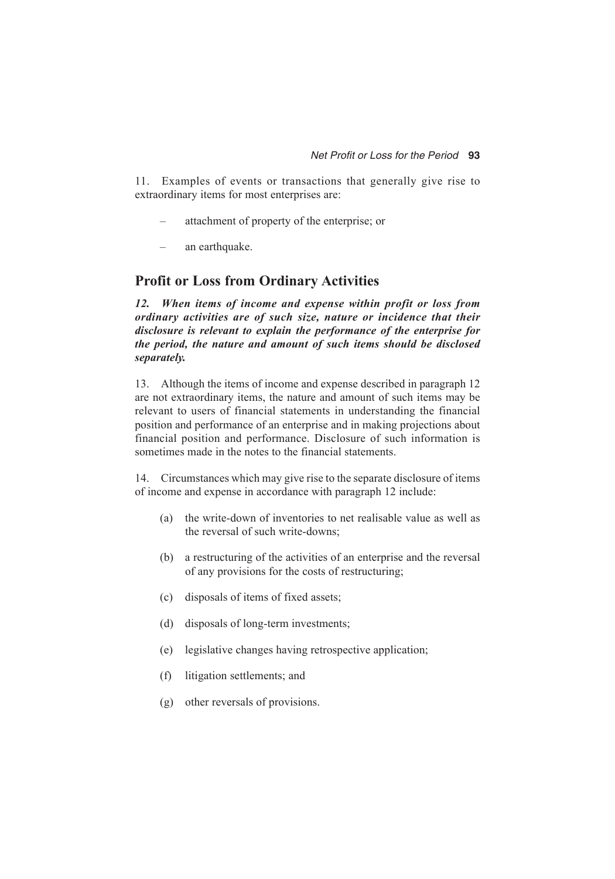11. Examples of events or transactions that generally give rise to extraordinary items for most enterprises are:

– attachment of property of the enterprise; or

– an earthquake.

## Profit or Loss from Ordinary Activities

***12. When items of income and expense within profit or loss from ordinary activities are of such size, nature or incidence that their disclosure is relevant to explain the performance of the enterprise for the period, the nature and amount of such items should be disclosed separately.***

13. Although the items of income and expense described in paragraph 12 are not extraordinary items, the nature and amount of such items may be relevant to users of financial statements in understanding the financial position and performance of an enterprise and in making projections about financial position and performance. Disclosure of such information is sometimes made in the notes to the financial statements.

14. Circumstances which may give rise to the separate disclosure of items of income and expense in accordance with paragraph 12 include:

(a) the write-down of inventories to net realisable value as well as the reversal of such write-downs;

(b) a restructuring of the activities of an enterprise and the reversal of any provisions for the costs of restructuring;

(c) disposals of items of fixed assets;

(d) disposals of long-term investments;

(e) legislative changes having retrospective application;

(f) litigation settlements; and

(g) other reversals of provisions.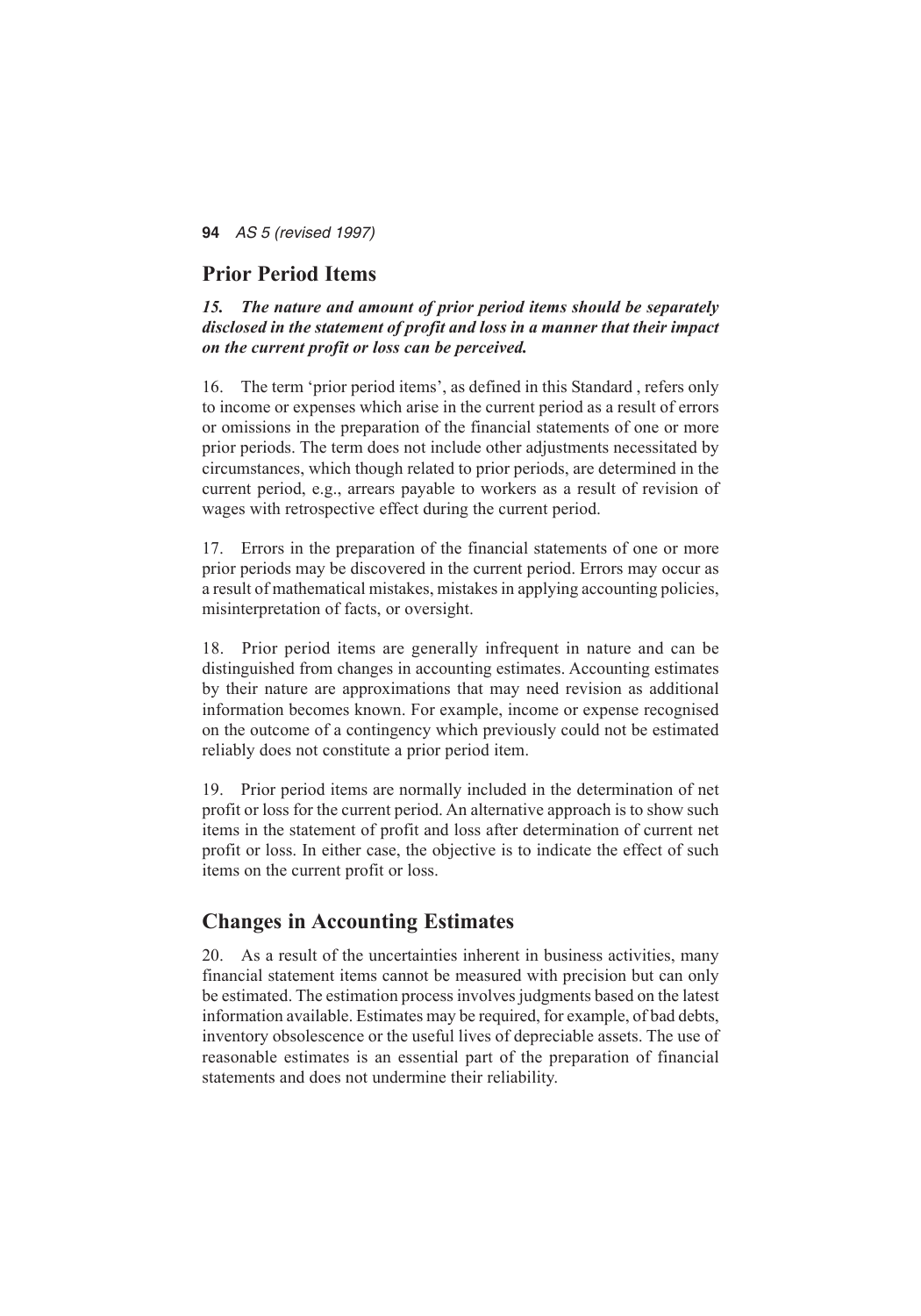## Prior Period Items

***15. The nature and amount of prior period items should be separately disclosed in the statement of profit and loss in a manner that their impact on the current profit or loss can be perceived.***

16. The term 'prior period items', as defined in this Standard , refers only to income or expenses which arise in the current period as a result of errors or omissions in the preparation of the financial statements of one or more prior periods. The term does not include other adjustments necessitated by circumstances, which though related to prior periods, are determined in the current period, e.g., arrears payable to workers as a result of revision of wages with retrospective effect during the current period.

17. Errors in the preparation of the financial statements of one or more prior periods may be discovered in the current period. Errors may occur as a result of mathematical mistakes, mistakes in applying accounting policies, misinterpretation of facts, or oversight.

18. Prior period items are generally infrequent in nature and can be distinguished from changes in accounting estimates. Accounting estimates by their nature are approximations that may need revision as additional information becomes known. For example, income or expense recognised on the outcome of a contingency which previously could not be estimated reliably does not constitute a prior period item.

19. Prior period items are normally included in the determination of net profit or loss for the current period. An alternative approach is to show such items in the statement of profit and loss after determination of current net profit or loss. In either case, the objective is to indicate the effect of such items on the current profit or loss.

## Changes in Accounting Estimates

20. As a result of the uncertainties inherent in business activities, many financial statement items cannot be measured with precision but can only be estimated. The estimation process involves judgments based on the latest information available. Estimates may be required, for example, of bad debts, inventory obsolescence or the useful lives of depreciable assets. The use of reasonable estimates is an essential part of the preparation of financial statements and does not undermine their reliability.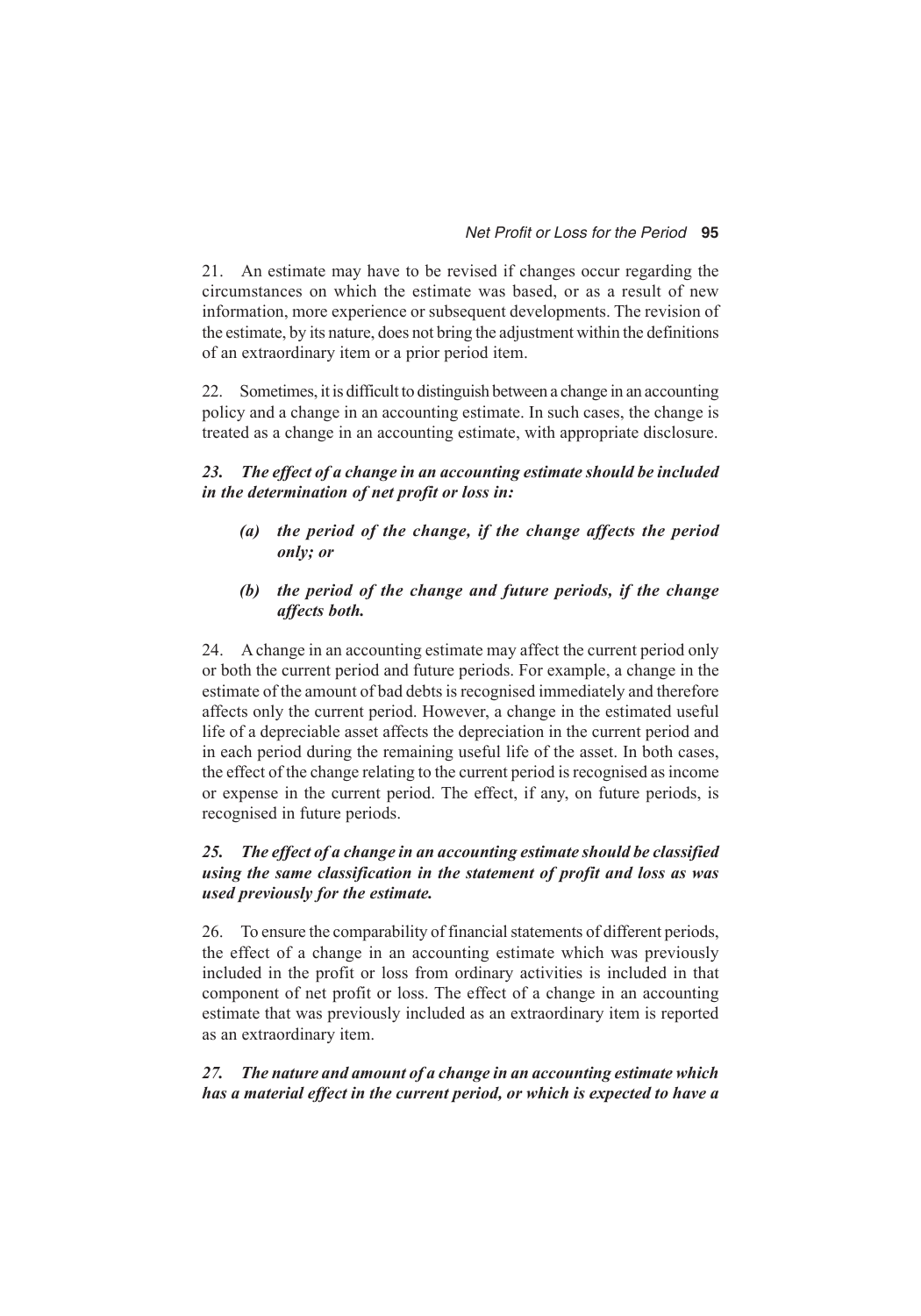21. An estimate may have to be revised if changes occur regarding the circumstances on which the estimate was based, or as a result of new information, more experience or subsequent developments. The revision of the estimate, by its nature, does not bring the adjustment within the definitions of an extraordinary item or a prior period item.

22. Sometimes, it is difficult to distinguish between a change in an accounting policy and a change in an accounting estimate. In such cases, the change is treated as a change in an accounting estimate, with appropriate disclosure.

***23. The effect of a change in an accounting estimate should be included in the determination of net profit or loss in:***

- ***(a) the period of the change, if the change affects the period only; or***

- ***(b) the period of the change and future periods, if the change affects both.***

24. A change in an accounting estimate may affect the current period only or both the current period and future periods. For example, a change in the estimate of the amount of bad debts is recognised immediately and therefore affects only the current period. However, a change in the estimated useful life of a depreciable asset affects the depreciation in the current period and in each period during the remaining useful life of the asset. In both cases, the effect of the change relating to the current period is recognised as income or expense in the current period. The effect, if any, on future periods, is recognised in future periods.

***25. The effect of a change in an accounting estimate should be classified using the same classification in the statement of profit and loss as was used previously for the estimate.***

26. To ensure the comparability of financial statements of different periods, the effect of a change in an accounting estimate which was previously included in the profit or loss from ordinary activities is included in that component of net profit or loss. The effect of a change in an accounting estimate that was previously included as an extraordinary item is reported as an extraordinary item.

***27. The nature and amount of a change in an accounting estimate which has a material effect in the current period, or which is expected to have a***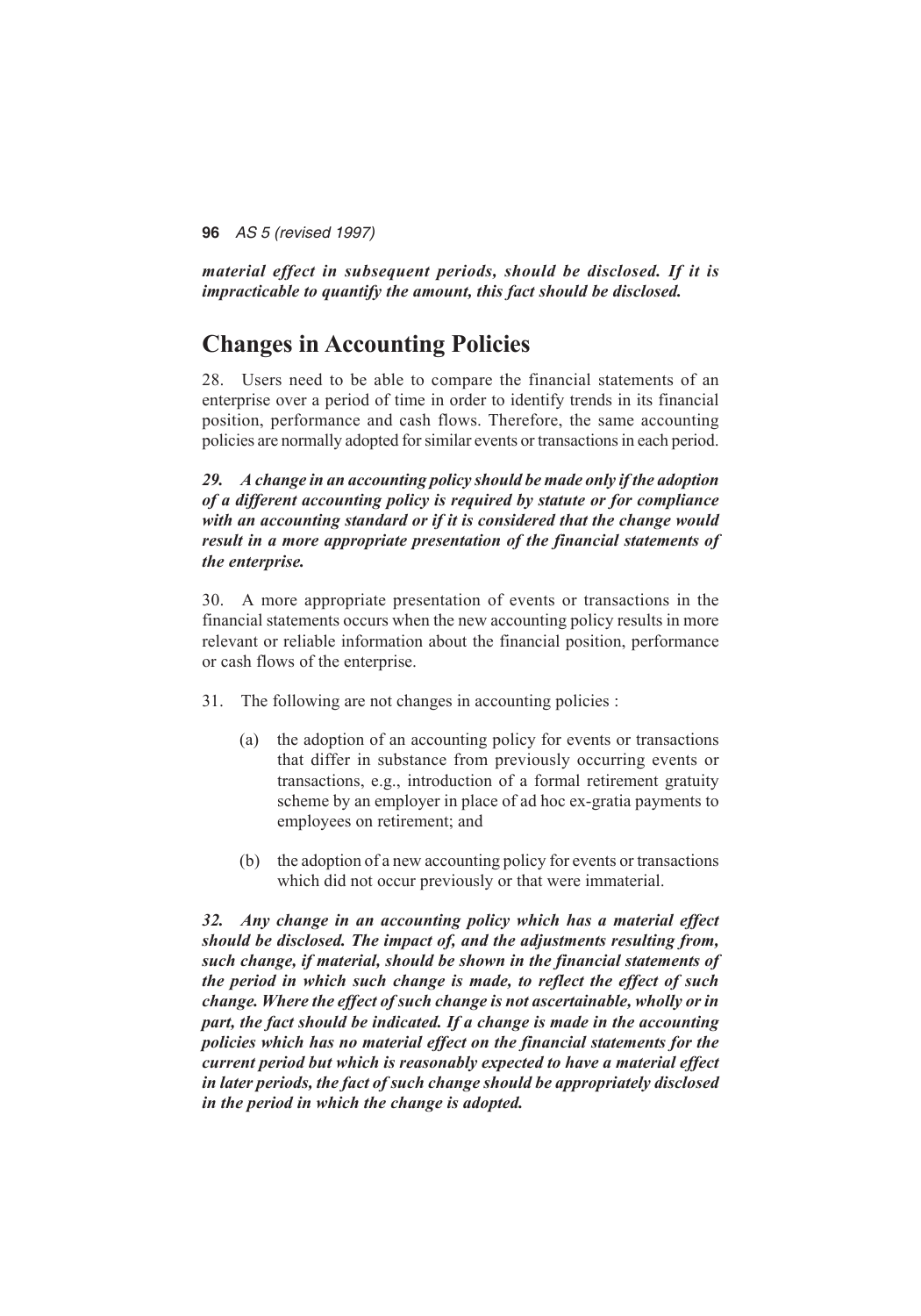***material effect in subsequent periods, should be disclosed. If it is impracticable to quantify the amount, this fact should be disclosed.***

## Changes in Accounting Policies

28. Users need to be able to compare the financial statements of an enterprise over a period of time in order to identify trends in its financial position, performance and cash flows. Therefore, the same accounting policies are normally adopted for similar events or transactions in each period.

***29. A change in an accounting policy should be made only if the adoption of a different accounting policy is required by statute or for compliance with an accounting standard or if it is considered that the change would result in a more appropriate presentation of the financial statements of the enterprise.***

30. A more appropriate presentation of events or transactions in the financial statements occurs when the new accounting policy results in more relevant or reliable information about the financial position, performance or cash flows of the enterprise.

31. The following are not changes in accounting policies :

(a) the adoption of an accounting policy for events or transactions that differ in substance from previously occurring events or transactions, e.g., introduction of a formal retirement gratuity scheme by an employer in place of ad hoc ex-gratia payments to employees on retirement; and

(b) the adoption of a new accounting policy for events or transactions which did not occur previously or that were immaterial.

***32. Any change in an accounting policy which has a material effect should be disclosed. The impact of, and the adjustments resulting from, such change, if material, should be shown in the financial statements of the period in which such change is made, to reflect the effect of such change. Where the effect of such change is not ascertainable, wholly or in part, the fact should be indicated. If a change is made in the accounting policies which has no material effect on the financial statements for the current period but which is reasonably expected to have a material effect in later periods, the fact of such change should be appropriately disclosed in the period in which the change is adopted.***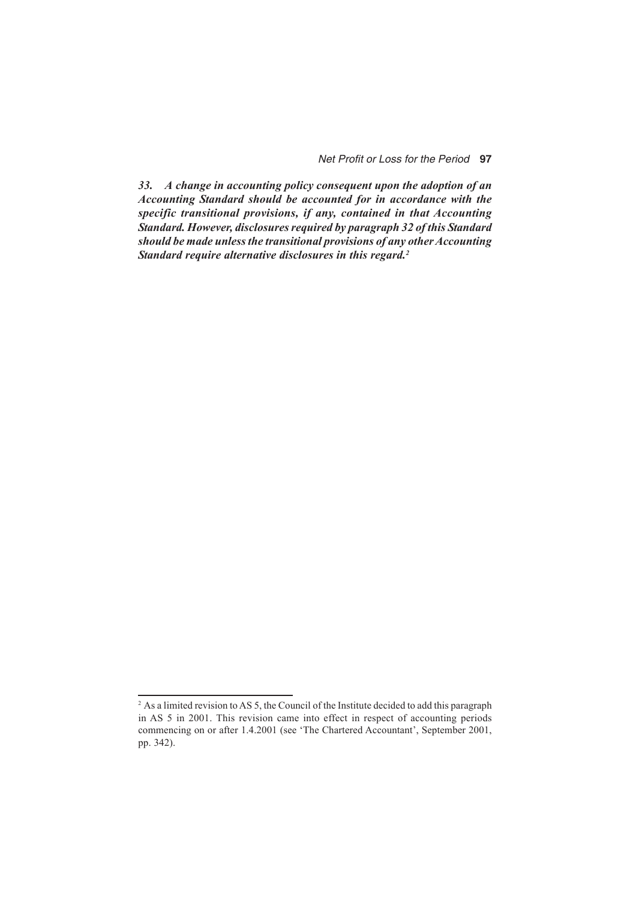***33. A change in accounting policy consequent upon the adoption of an Accounting Standard should be accounted for in accordance with the specific transitional provisions, if any, contained in that Accounting Standard. However, disclosures required by paragraph 32 of this Standard should be made unless the transitional provisions of any other Accounting Standard require alternative disclosures in this regard.[2]***

---

[2] As a limited revision to AS 5, the Council of the Institute decided to add this paragraph in AS 5 in 2001. This revision came into effect in respect of accounting periods commencing on or after 1.4.2001 (see 'The Chartered Accountant', September 2001, pp. 342).